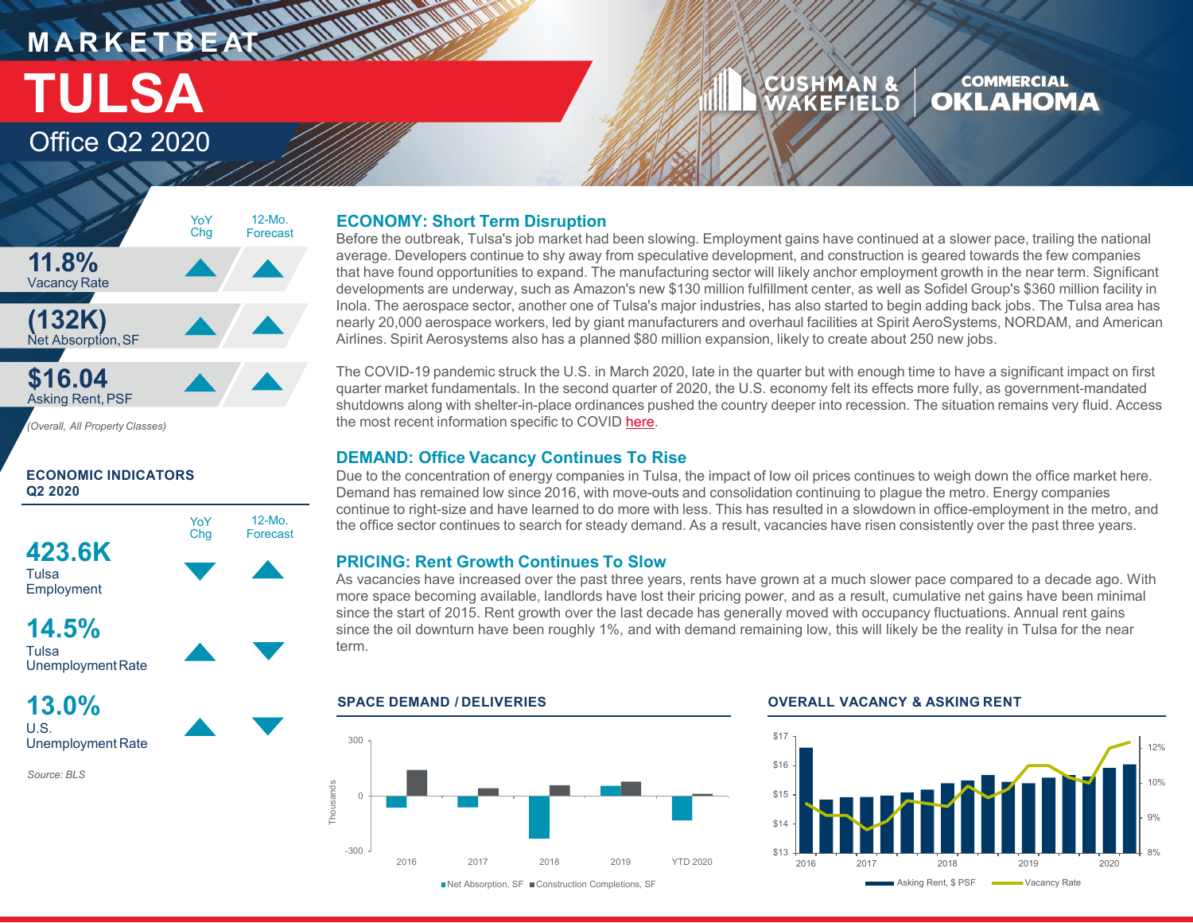# MARKETBEAT

# TULSA

## Office Q2 2020

CUSHMAN & WAKEFIELD | COMMERCIAL OKLAHOMA

| | YoY Chg | 12-Mo. Forecast |
|---|---|---|
| **11.8%** Vacancy Rate | ▲ | ▲ |
| **(132K)** Net Absorption, SF | ▲ | ▲ |
| **$16.04** Asking Rent, PSF | ▲ | ▲ |

*(Overall, All Property Classes)*

### ECONOMIC INDICATORS Q2 2020

| | YoY Chg | 12-Mo. Forecast |
|---|---|---|
| **423.6K** Tulsa Employment | ▼ | ▲ |
| **14.5%** Tulsa Unemployment Rate | ▲ | ▼ |
| **13.0%** U.S. Unemployment Rate | ▲ | ▼ |

Source: BLS

### ECONOMY: Short Term Disruption

Before the outbreak, Tulsa's job market had been slowing. Employment gains have continued at a slower pace, trailing the national average. Developers continue to shy away from speculative development, and construction is geared towards the few companies that have found opportunities to expand. The manufacturing sector will likely anchor employment growth in the near term. Significant developments are underway, such as Amazon's new $130 million fulfillment center, as well as Sofidel Group's $360 million facility in Inola. The aerospace sector, another one of Tulsa's major industries, has also started to begin adding back jobs. The Tulsa area has nearly 20,000 aerospace workers, led by giant manufacturers and overhaul facilities at Spirit AeroSystems, NORDAM, and American Airlines. Spirit Aerosystems also has a planned $80 million expansion, likely to create about 250 new jobs.

The COVID-19 pandemic struck the U.S. in March 2020, late in the quarter but with enough time to have a significant impact on first quarter market fundamentals. In the second quarter of 2020, the U.S. economy felt its effects more fully, as government-mandated shutdowns along with shelter-in-place ordinances pushed the country deeper into recession. The situation remains very fluid. Access the most recent information specific to COVID here.

### DEMAND: Office Vacancy Continues To Rise

Due to the concentration of energy companies in Tulsa, the impact of low oil prices continues to weigh down the office market here. Demand has remained low since 2016, with move-outs and consolidation continuing to plague the metro. Energy companies continue to right-size and have learned to do more with less. This has resulted in a slowdown in office-employment in the metro, and the office sector continues to search for steady demand. As a result, vacancies have risen consistently over the past three years.

### PRICING: Rent Growth Continues To Slow

As vacancies have increased over the past three years, rents have grown at a much slower pace compared to a decade ago. With more space becoming available, landlords have lost their pricing power, and as a result, cumulative net gains have been minimal since the start of 2015. Rent growth over the last decade has generally moved with occupancy fluctuations. Annual rent gains since the oil downturn have been roughly 1%, and with demand remaining low, this will likely be the reality in Tulsa for the near term.

### SPACE DEMAND / DELIVERIES

Net Absorption, SF; Construction Completions, SF (Thousands) — 2016, 2017, 2018, 2019, YTD 2020

### OVERALL VACANCY & ASKING RENT

Asking Rent, $ PSF; Vacancy Rate — 2016–2020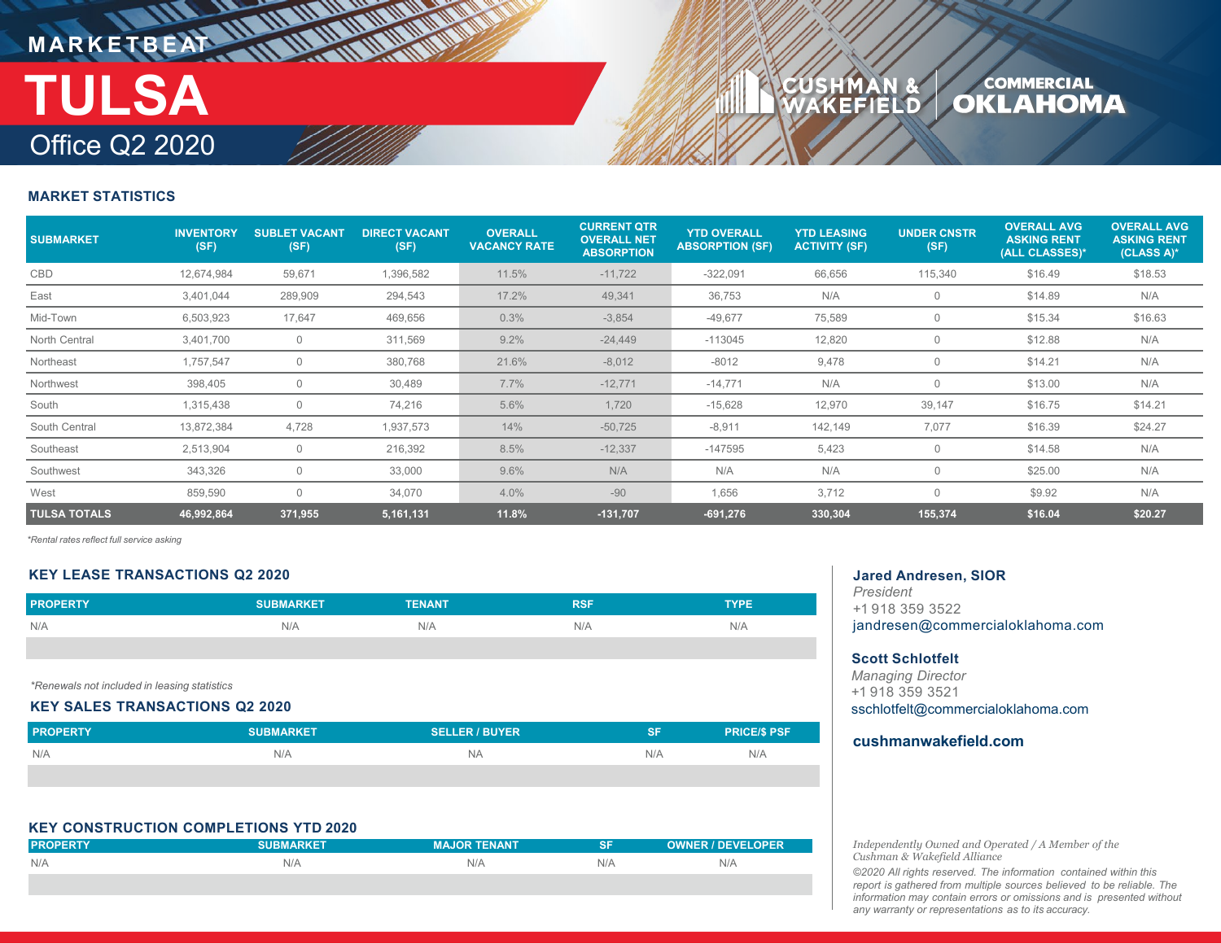MARKETBEAT

# TULSA

Office Q2 2020

CUSHMAN & WAKEFIELD | COMMERCIAL OKLAHOMA

## MARKET STATISTICS

| SUBMARKET | INVENTORY (SF) | SUBLET VACANT (SF) | DIRECT VACANT (SF) | OVERALL VACANCY RATE | CURRENT QTR OVERALL NET ABSORPTION | YTD OVERALL ABSORPTION (SF) | YTD LEASING ACTIVITY (SF) | UNDER CNSTR (SF) | OVERALL AVG ASKING RENT (ALL CLASSES)* | OVERALL AVG ASKING RENT (CLASS A)* |
|---|---|---|---|---|---|---|---|---|---|---|
| CBD | 12,674,984 | 59,671 | 1,396,582 | 11.5% | -11,722 | -322,091 | 66,656 | 115,340 | $16.49 | $18.53 |
| East | 3,401,044 | 289,909 | 294,543 | 17.2% | 49,341 | 36,753 | N/A | 0 | $14.89 | N/A |
| Mid-Town | 6,503,923 | 17,647 | 469,656 | 0.3% | -3,854 | -49,677 | 75,589 | 0 | $15.34 | $16.63 |
| North Central | 3,401,700 | 0 | 311,569 | 9.2% | -24,449 | -113045 | 12,820 | 0 | $12.88 | N/A |
| Northeast | 1,757,547 | 0 | 380,768 | 21.6% | -8,012 | -8012 | 9,478 | 0 | $14.21 | N/A |
| Northwest | 398,405 | 0 | 30,489 | 7.7% | -12,771 | -14,771 | N/A | 0 | $13.00 | N/A |
| South | 1,315,438 | 0 | 74,216 | 5.6% | 1,720 | -15,628 | 12,970 | 39,147 | $16.75 | $14.21 |
| South Central | 13,872,384 | 4,728 | 1,937,573 | 14% | -50,725 | -8,911 | 142,149 | 7,077 | $16.39 | $24.27 |
| Southeast | 2,513,904 | 0 | 216,392 | 8.5% | -12,337 | -147595 | 5,423 | 0 | $14.58 | N/A |
| Southwest | 343,326 | 0 | 33,000 | 9.6% | N/A | N/A | N/A | 0 | $25.00 | N/A |
| West | 859,590 | 0 | 34,070 | 4.0% | -90 | 1,656 | 3,712 | 0 | $9.92 | N/A |
| **TULSA TOTALS** | **46,992,864** | **371,955** | **5,161,131** | **11.8%** | **-131,707** | **-691,276** | **330,304** | **155,374** | **$16.04** | **$20.27** |

*Rental rates reflect full service asking

## KEY LEASE TRANSACTIONS Q2 2020

| PROPERTY | SUBMARKET | TENANT | RSF | TYPE |
|---|---|---|---|---|
| N/A | N/A | N/A | N/A | N/A |

*Renewals not included in leasing statistics

## KEY SALES TRANSACTIONS Q2 2020

| PROPERTY | SUBMARKET | SELLER / BUYER | SF | PRICE/$ PSF |
|---|---|---|---|---|
| N/A | N/A | NA | N/A | N/A |

## KEY CONSTRUCTION COMPLETIONS YTD 2020

| PROPERTY | SUBMARKET | MAJOR TENANT | SF | OWNER / DEVELOPER |
|---|---|---|---|---|
| N/A | N/A | N/A | N/A | N/A |

**Jared Andresen, SIOR**
*President*
+1 918 359 3522
jandresen@commercialoklahoma.com

**Scott Schlotfelt**
*Managing Director*
+1 918 359 3521
sschlotfelt@commercialoklahoma.com

**cushmanwakefield.com**

*Independently Owned and Operated / A Member of the Cushman & Wakefield Alliance*

*©2020 All rights reserved. The information contained within this report is gathered from multiple sources believed to be reliable. The information may contain errors or omissions and is presented without any warranty or representations as to its accuracy.*